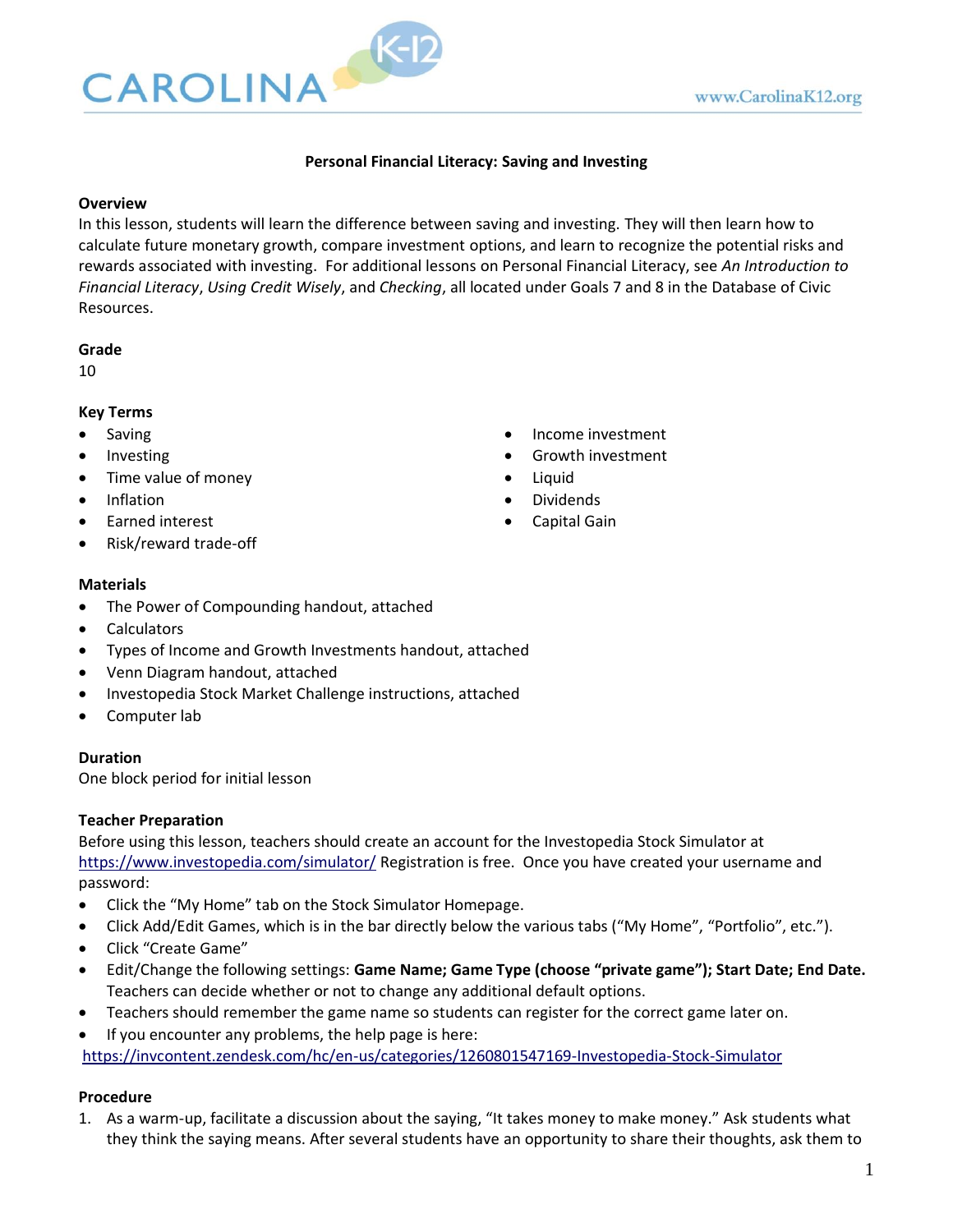# Personal Financial Literacy: Saving and Investing

## Overview

In this lesson, students will learn the difference between saving and investing. They will then learn how to calculate future monetary growth, compare investment options, and learn to recognize the potential risks and rewards associated with investing. For additional lessons on Personal Financial Literacy, see *An Introduction to Financial Literacy*, *Using Credit Wisely*, and *Checking*, all located under Goals 7 and 8 in the Database of Civic Resources.

## Grade

10

## Key Terms

- Saving
- Investing
- Time value of money
- Inflation
- Earned interest
- Risk/reward trade-off
- Income investment
- Growth investment
- Liquid
- Dividends
- Capital Gain

## Materials

- The Power of Compounding handout, attached
- Calculators
- Types of Income and Growth Investments handout, attached
- Venn Diagram handout, attached
- Investopedia Stock Market Challenge instructions, attached
- Computer lab

## Duration

One block period for initial lesson

## Teacher Preparation

Before using this lesson, teachers should create an account for the Investopedia Stock Simulator at https://www.investopedia.com/simulator/ Registration is free. Once you have created your username and password:

- Click the "My Home" tab on the Stock Simulator Homepage.
- Click Add/Edit Games, which is in the bar directly below the various tabs ("My Home", "Portfolio", etc.).
- Click "Create Game"
- Edit/Change the following settings: **Game Name; Game Type (choose "private game"); Start Date; End Date.** Teachers can decide whether or not to change any additional default options.
- Teachers should remember the game name so students can register for the correct game later on.
- If you encounter any problems, the help page is here:

https://invcontent.zendesk.com/hc/en-us/categories/1260801547169-Investopedia-Stock-Simulator

## Procedure

1. As a warm-up, facilitate a discussion about the saying, "It takes money to make money." Ask students what they think the saying means. After several students have an opportunity to share their thoughts, ask them to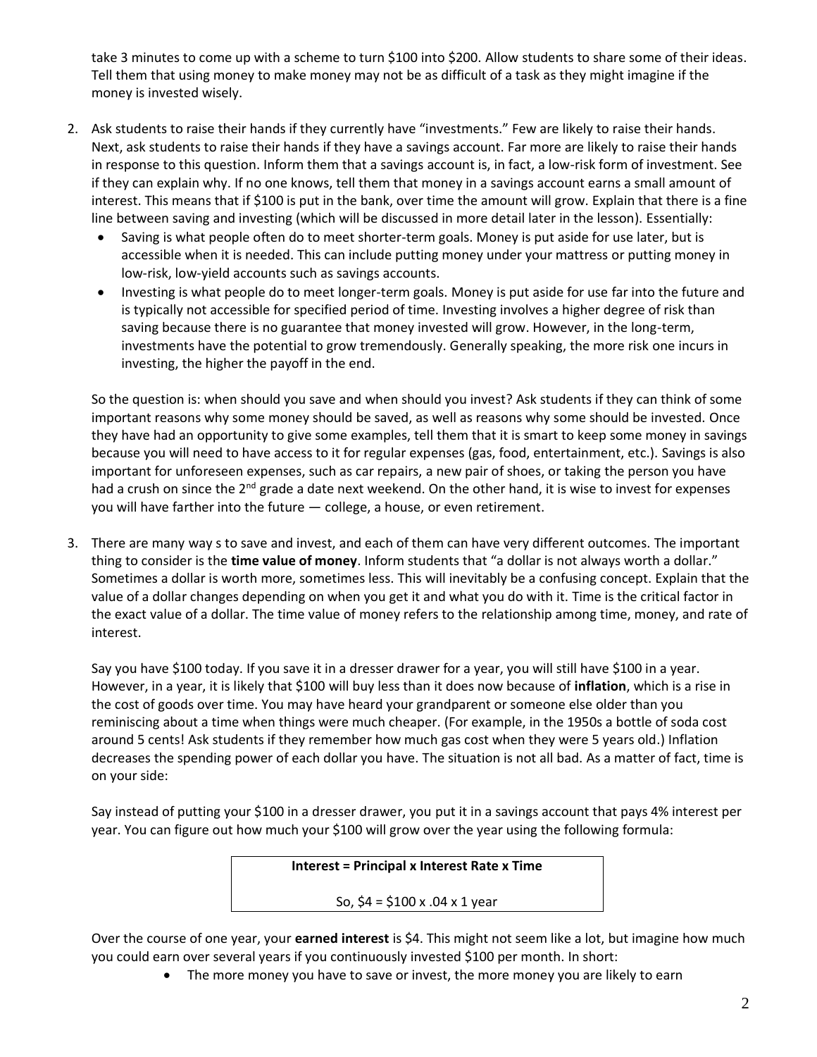take 3 minutes to come up with a scheme to turn $100 into $200. Allow students to share some of their ideas. Tell them that using money to make money may not be as difficult of a task as they might imagine if the money is invested wisely.

2. Ask students to raise their hands if they currently have "investments." Few are likely to raise their hands. Next, ask students to raise their hands if they have a savings account. Far more are likely to raise their hands in response to this question. Inform them that a savings account is, in fact, a low-risk form of investment. See if they can explain why. If no one knows, tell them that money in a savings account earns a small amount of interest. This means that if $100 is put in the bank, over time the amount will grow. Explain that there is a fine line between saving and investing (which will be discussed in more detail later in the lesson). Essentially:
   - Saving is what people often do to meet shorter-term goals. Money is put aside for use later, but is accessible when it is needed. This can include putting money under your mattress or putting money in low-risk, low-yield accounts such as savings accounts.
   - Investing is what people do to meet longer-term goals. Money is put aside for use far into the future and is typically not accessible for specified period of time. Investing involves a higher degree of risk than saving because there is no guarantee that money invested will grow. However, in the long-term, investments have the potential to grow tremendously. Generally speaking, the more risk one incurs in investing, the higher the payoff in the end.

   So the question is: when should you save and when should you invest? Ask students if they can think of some important reasons why some money should be saved, as well as reasons why some should be invested. Once they have had an opportunity to give some examples, tell them that it is smart to keep some money in savings because you will need to have access to it for regular expenses (gas, food, entertainment, etc.). Savings is also important for unforeseen expenses, such as car repairs, a new pair of shoes, or taking the person you have had a crush on since the 2nd grade a date next weekend. On the other hand, it is wise to invest for expenses you will have farther into the future — college, a house, or even retirement.

3. There are many way s to save and invest, and each of them can have very different outcomes. The important thing to consider is the **time value of money**. Inform students that "a dollar is not always worth a dollar." Sometimes a dollar is worth more, sometimes less. This will inevitably be a confusing concept. Explain that the value of a dollar changes depending on when you get it and what you do with it. Time is the critical factor in the exact value of a dollar. The time value of money refers to the relationship among time, money, and rate of interest.

   Say you have $100 today. If you save it in a dresser drawer for a year, you will still have $100 in a year. However, in a year, it is likely that $100 will buy less than it does now because of **inflation**, which is a rise in the cost of goods over time. You may have heard your grandparent or someone else older than you reminiscing about a time when things were much cheaper. (For example, in the 1950s a bottle of soda cost around 5 cents! Ask students if they remember how much gas cost when they were 5 years old.) Inflation decreases the spending power of each dollar you have. The situation is not all bad. As a matter of fact, time is on your side:

   Say instead of putting your $100 in a dresser drawer, you put it in a savings account that pays 4% interest per year. You can figure out how much your $100 will grow over the year using the following formula:

   **Interest = Principal x Interest Rate x Time**

   So, $4 = $100 x .04 x 1 year

   Over the course of one year, your **earned interest** is $4. This might not seem like a lot, but imagine how much you could earn over several years if you continuously invested $100 per month. In short:
   - The more money you have to save or invest, the more money you are likely to earn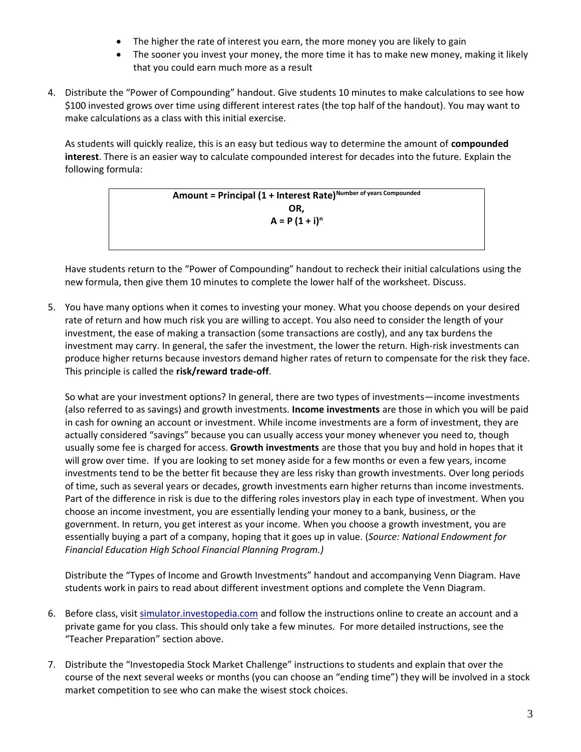- The higher the rate of interest you earn, the more money you are likely to gain
- The sooner you invest your money, the more time it has to make new money, making it likely that you could earn much more as a result

4. Distribute the "Power of Compounding" handout. Give students 10 minutes to make calculations to see how \$100 invested grows over time using different interest rates (the top half of the handout). You may want to make calculations as a class with this initial exercise.

   As students will quickly realize, this is an easy but tedious way to determine the amount of **compounded interest**. There is an easier way to calculate compounded interest for decades into the future. Explain the following formula:

   $$\textbf{Amount} = \textbf{Principal}\ (1 + \textbf{Interest Rate})^{\text{Number of years Compounded}}$$

   **OR,**

   $$A = P(1 + i)^n$$

   Have students return to the "Power of Compounding" handout to recheck their initial calculations using the new formula, then give them 10 minutes to complete the lower half of the worksheet. Discuss.

5. You have many options when it comes to investing your money. What you choose depends on your desired rate of return and how much risk you are willing to accept. You also need to consider the length of your investment, the ease of making a transaction (some transactions are costly), and any tax burdens the investment may carry. In general, the safer the investment, the lower the return. High-risk investments can produce higher returns because investors demand higher rates of return to compensate for the risk they face. This principle is called the **risk/reward trade-off**.

   So what are your investment options? In general, there are two types of investments—income investments (also referred to as savings) and growth investments. **Income investments** are those in which you will be paid in cash for owning an account or investment. While income investments are a form of investment, they are actually considered "savings" because you can usually access your money whenever you need to, though usually some fee is charged for access. **Growth investments** are those that you buy and hold in hopes that it will grow over time. If you are looking to set money aside for a few months or even a few years, income investments tend to be the better fit because they are less risky than growth investments. Over long periods of time, such as several years or decades, growth investments earn higher returns than income investments. Part of the difference in risk is due to the differing roles investors play in each type of investment. When you choose an income investment, you are essentially lending your money to a bank, business, or the government. In return, you get interest as your income. When you choose a growth investment, you are essentially buying a part of a company, hoping that it goes up in value. (*Source: National Endowment for Financial Education High School Financial Planning Program.)*

   Distribute the "Types of Income and Growth Investments" handout and accompanying Venn Diagram. Have students work in pairs to read about different investment options and complete the Venn Diagram.

6. Before class, visit simulator.investopedia.com and follow the instructions online to create an account and a private game for you class. This should only take a few minutes. For more detailed instructions, see the "Teacher Preparation" section above.

7. Distribute the "Investopedia Stock Market Challenge" instructions to students and explain that over the course of the next several weeks or months (you can choose an "ending time") they will be involved in a stock market competition to see who can make the wisest stock choices.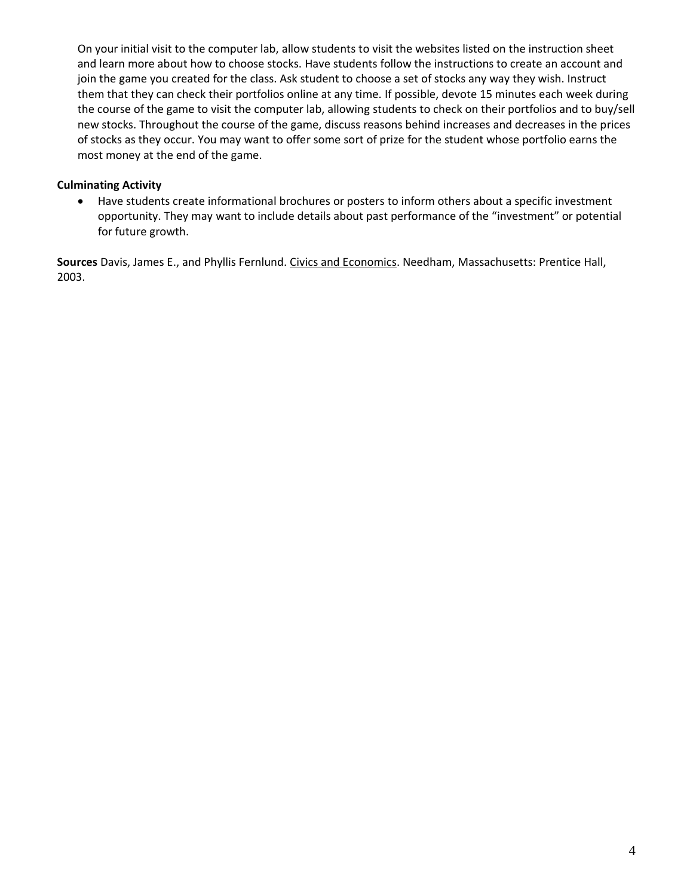On your initial visit to the computer lab, allow students to visit the websites listed on the instruction sheet and learn more about how to choose stocks. Have students follow the instructions to create an account and join the game you created for the class. Ask student to choose a set of stocks any way they wish. Instruct them that they can check their portfolios online at any time. If possible, devote 15 minutes each week during the course of the game to visit the computer lab, allowing students to check on their portfolios and to buy/sell new stocks. Throughout the course of the game, discuss reasons behind increases and decreases in the prices of stocks as they occur. You may want to offer some sort of prize for the student whose portfolio earns the most money at the end of the game.

**Culminating Activity**

- Have students create informational brochures or posters to inform others about a specific investment opportunity. They may want to include details about past performance of the "investment" or potential for future growth.

**Sources** Davis, James E., and Phyllis Fernlund. Civics and Economics. Needham, Massachusetts: Prentice Hall, 2003.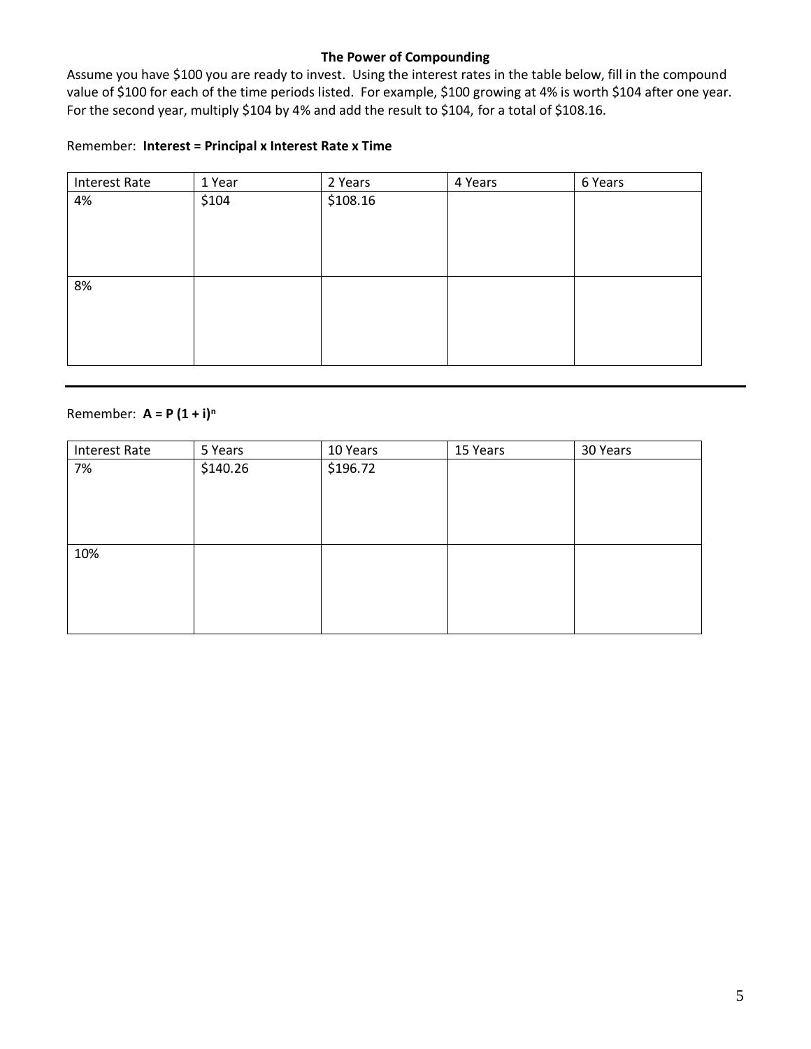### The Power of Compounding

Assume you have $100 you are ready to invest. Using the interest rates in the table below, fill in the compound value of $100 for each of the time periods listed. For example, $100 growing at 4% is worth $104 after one year. For the second year, multiply $104 by 4% and add the result to $104, for a total of $108.16.

Remember: **Interest = Principal x Interest Rate x Time**

| Interest Rate | 1 Year | 2 Years | 4 Years | 6 Years |
|---|---|---|---|---|
| 4% | $104 | $108.16 | | |
| 8% | | | | |

---

Remember: $\mathbf{A = P\,(1 + i)^n}$

| Interest Rate | 5 Years | 10 Years | 15 Years | 30 Years |
|---|---|---|---|---|
| 7% | $140.26 | $196.72 | | |
| 10% | | | | |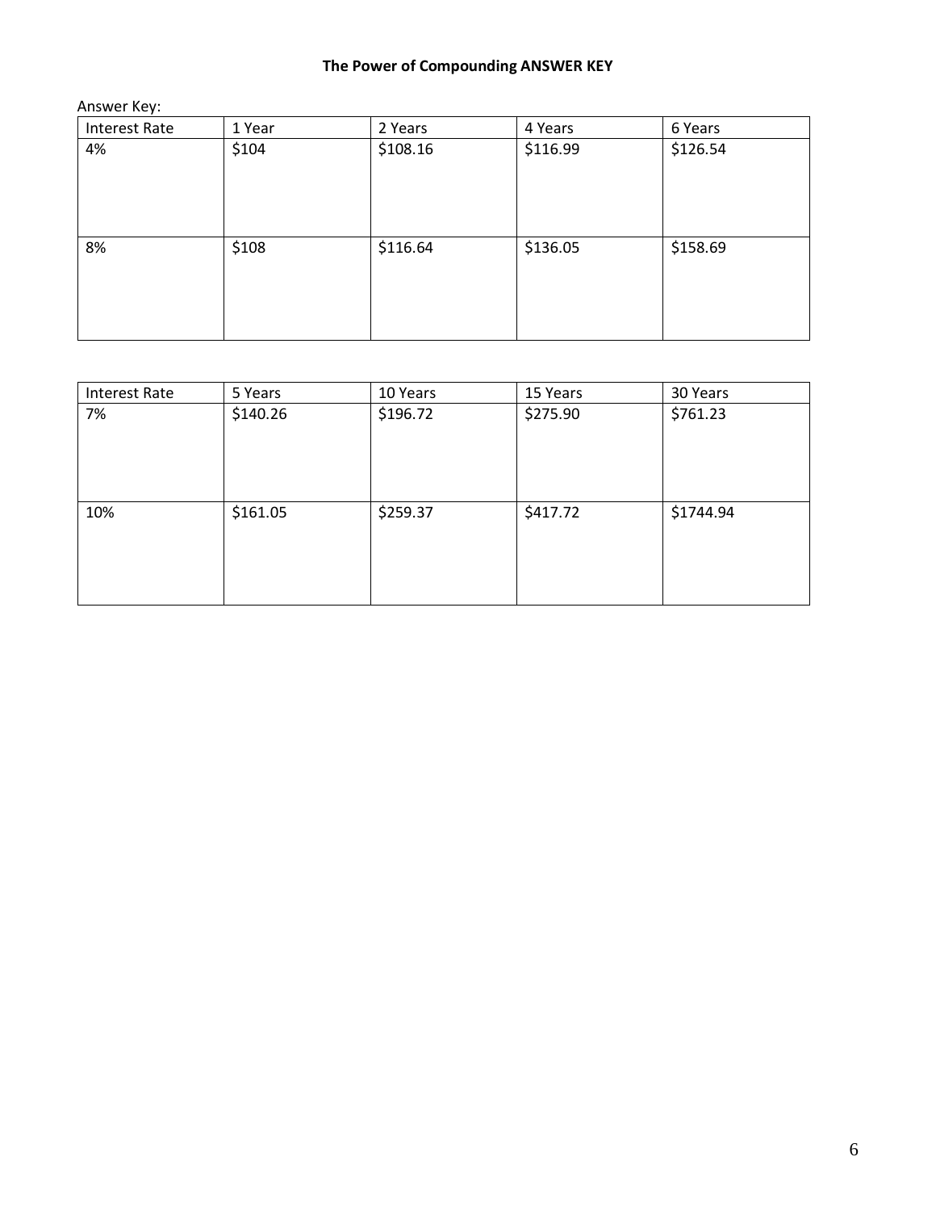**The Power of Compounding ANSWER KEY**

Answer Key:

| Interest Rate | 1 Year | 2 Years | 4 Years | 6 Years |
| --- | --- | --- | --- | --- |
| 4% | $104 | $108.16 | $116.99 | $126.54 |
| 8% | $108 | $116.64 | $136.05 | $158.69 |

| Interest Rate | 5 Years | 10 Years | 15 Years | 30 Years |
| --- | --- | --- | --- | --- |
| 7% | $140.26 | $196.72 | $275.90 | $761.23 |
| 10% | $161.05 | $259.37 | $417.72 | $1744.94 |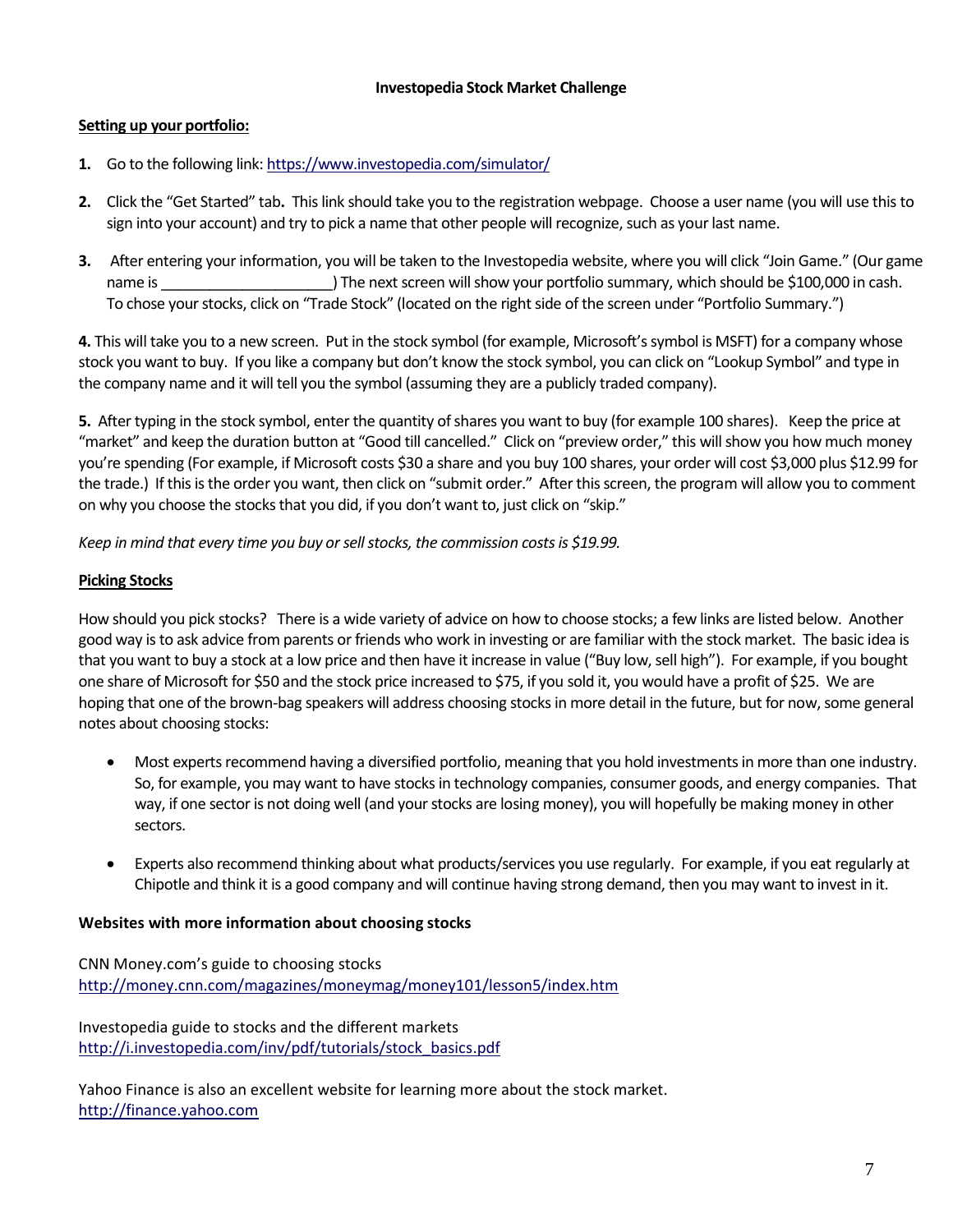**Investopedia Stock Market Challenge**

**Setting up your portfolio:**

1. Go to the following link: https://www.investopedia.com/simulator/

2. Click the "Get Started" tab**.** This link should take you to the registration webpage. Choose a user name (you will use this to sign into your account) and try to pick a name that other people will recognize, such as your last name.

3. After entering your information, you will be taken to the Investopedia website, where you will click "Join Game." (Our game name is _____________________) The next screen will show your portfolio summary, which should be $100,000 in cash. To chose your stocks, click on "Trade Stock" (located on the right side of the screen under "Portfolio Summary.")

**4.** This will take you to a new screen. Put in the stock symbol (for example, Microsoft's symbol is MSFT) for a company whose stock you want to buy. If you like a company but don't know the stock symbol, you can click on "Lookup Symbol" and type in the company name and it will tell you the symbol (assuming they are a publicly traded company).

**5.** After typing in the stock symbol, enter the quantity of shares you want to buy (for example 100 shares). Keep the price at "market" and keep the duration button at "Good till cancelled." Click on "preview order," this will show you how much money you're spending (For example, if Microsoft costs $30 a share and you buy 100 shares, your order will cost $3,000 plus $12.99 for the trade.) If this is the order you want, then click on "submit order." After this screen, the program will allow you to comment on why you choose the stocks that you did, if you don't want to, just click on "skip."

*Keep in mind that every time you buy or sell stocks, the commission costs is $19.99.*

**Picking Stocks**

How should you pick stocks? There is a wide variety of advice on how to choose stocks; a few links are listed below. Another good way is to ask advice from parents or friends who work in investing or are familiar with the stock market. The basic idea is that you want to buy a stock at a low price and then have it increase in value ("Buy low, sell high"). For example, if you bought one share of Microsoft for $50 and the stock price increased to $75, if you sold it, you would have a profit of $25. We are hoping that one of the brown-bag speakers will address choosing stocks in more detail in the future, but for now, some general notes about choosing stocks:

- Most experts recommend having a diversified portfolio, meaning that you hold investments in more than one industry. So, for example, you may want to have stocks in technology companies, consumer goods, and energy companies. That way, if one sector is not doing well (and your stocks are losing money), you will hopefully be making money in other sectors.

- Experts also recommend thinking about what products/services you use regularly. For example, if you eat regularly at Chipotle and think it is a good company and will continue having strong demand, then you may want to invest in it.

**Websites with more information about choosing stocks**

CNN Money.com's guide to choosing stocks
http://money.cnn.com/magazines/moneymag/money101/lesson5/index.htm

Investopedia guide to stocks and the different markets
http://i.investopedia.com/inv/pdf/tutorials/stock_basics.pdf

Yahoo Finance is also an excellent website for learning more about the stock market.
http://finance.yahoo.com